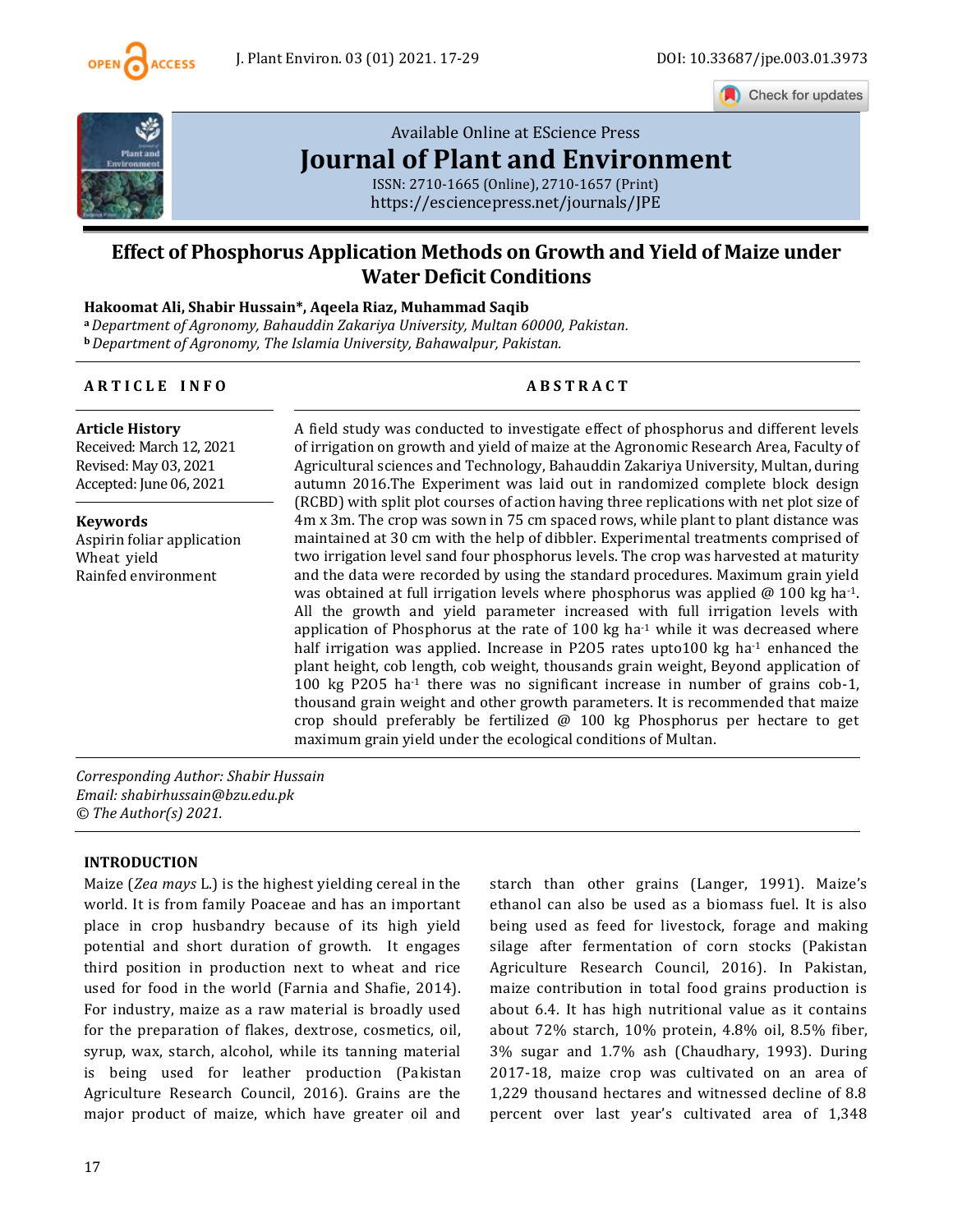Available Online at EScience Press

# Journal of Plant and Environment

ISSN: 2710-1665 (Online), 2710-1657 (Print)
https://esciencepress.net/journals/JPE

## Effect of Phosphorus Application Methods on Growth and Yield of Maize under Water Deficit Conditions

**Hakoomat Ali, Shabir Hussain\*, Aqeela Riaz, Muhammad Saqib**

[a] *Department of Agronomy, Bahauddin Zakariya University, Multan 60000, Pakistan.*
[b] *Department of Agronomy, The Islamia University, Bahawalpur, Pakistan.*

**ARTICLE INFO**

**Article History**
Received: March 12, 2021
Revised: May 03, 2021
Accepted: June 06, 2021

**Keywords**
Aspirin foliar application
Wheat yield
Rainfed environment

**ABSTRACT**

A field study was conducted to investigate effect of phosphorus and different levels of irrigation on growth and yield of maize at the Agronomic Research Area, Faculty of Agricultural sciences and Technology, Bahauddin Zakariya University, Multan, during autumn 2016.The Experiment was laid out in randomized complete block design (RCBD) with split plot courses of action having three replications with net plot size of 4m x 3m. The crop was sown in 75 cm spaced rows, while plant to plant distance was maintained at 30 cm with the help of dibbler. Experimental treatments comprised of two irrigation level sand four phosphorus levels. The crop was harvested at maturity and the data were recorded by using the standard procedures. Maximum grain yield was obtained at full irrigation levels where phosphorus was applied @ 100 kg $ha^{-1}$. All the growth and yield parameter increased with full irrigation levels with application of Phosphorus at the rate of 100 kg $ha^{-1}$ while it was decreased where half irrigation was applied. Increase in P2O5 rates upto100 kg $ha^{-1}$ enhanced the plant height, cob length, cob weight, thousands grain weight, Beyond application of 100 kg P2O5 $ha^{-1}$ there was no significant increase in number of grains cob-1, thousand grain weight and other growth parameters. It is recommended that maize crop should preferably be fertilized @ 100 kg Phosphorus per hectare to get maximum grain yield under the ecological conditions of Multan.

*Corresponding Author: Shabir Hussain*
*Email: shabirhussain@bzu.edu.pk*
*© The Author(s) 2021.*

## INTRODUCTION

Maize (*Zea mays* L.) is the highest yielding cereal in the world. It is from family Poaceae and has an important place in crop husbandry because of its high yield potential and short duration of growth. It engages third position in production next to wheat and rice used for food in the world (Farnia and Shafie, 2014). For industry, maize as a raw material is broadly used for the preparation of flakes, dextrose, cosmetics, oil, syrup, wax, starch, alcohol, while its tanning material is being used for leather production (Pakistan Agriculture Research Council, 2016). Grains are the major product of maize, which have greater oil and starch than other grains (Langer, 1991). Maize's ethanol can also be used as a biomass fuel. It is also being used as feed for livestock, forage and making silage after fermentation of corn stocks (Pakistan Agriculture Research Council, 2016). In Pakistan, maize contribution in total food grains production is about 6.4. It has high nutritional value as it contains about 72% starch, 10% protein, 4.8% oil, 8.5% fiber, 3% sugar and 1.7% ash (Chaudhary, 1993). During 2017-18, maize crop was cultivated on an area of 1,229 thousand hectares and witnessed decline of 8.8 percent over last year's cultivated area of 1,348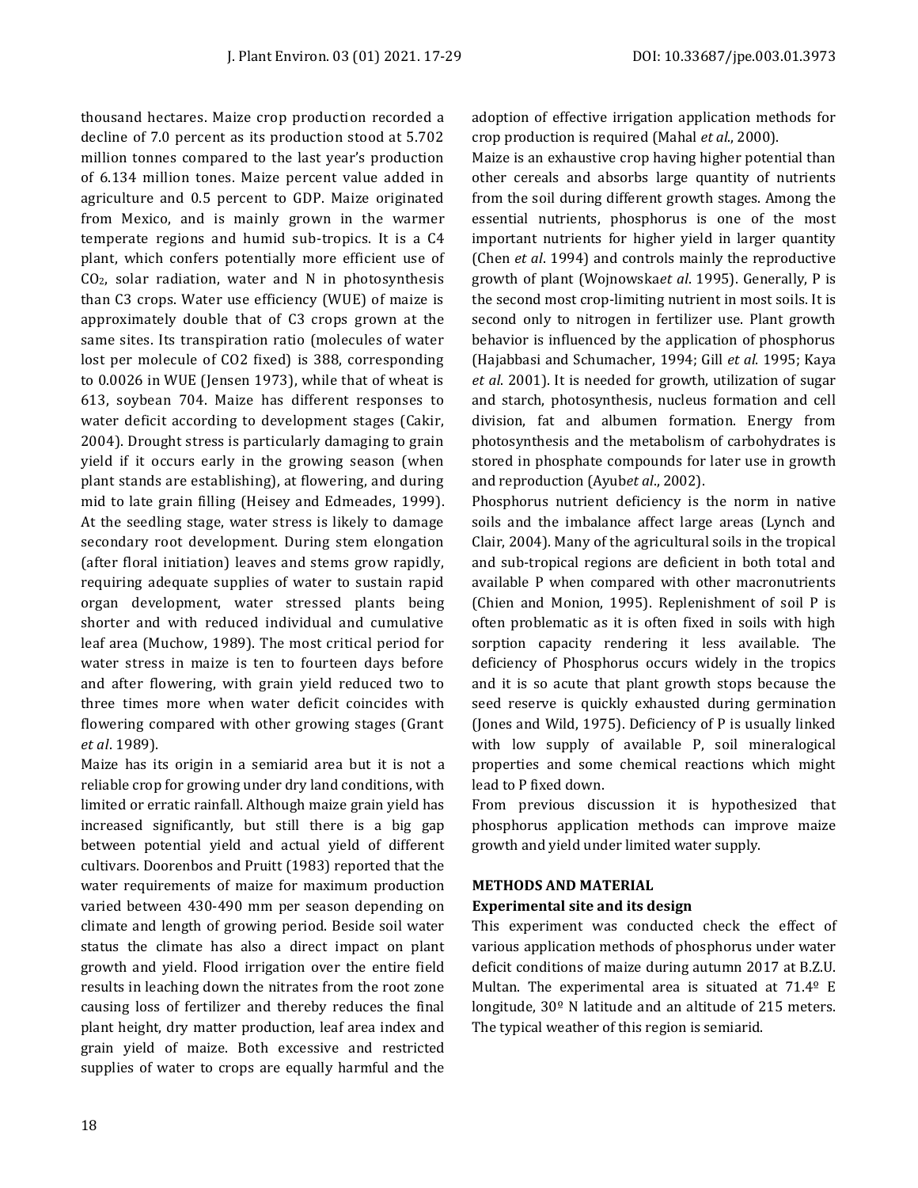thousand hectares. Maize crop production recorded a decline of 7.0 percent as its production stood at 5.702 million tonnes compared to the last year's production of 6.134 million tones. Maize percent value added in agriculture and 0.5 percent to GDP. Maize originated from Mexico, and is mainly grown in the warmer temperate regions and humid sub-tropics. It is a C4 plant, which confers potentially more efficient use of $CO_2$, solar radiation, water and N in photosynthesis than C3 crops. Water use efficiency (WUE) of maize is approximately double that of C3 crops grown at the same sites. Its transpiration ratio (molecules of water lost per molecule of CO2 fixed) is 388, corresponding to 0.0026 in WUE (Jensen 1973), while that of wheat is 613, soybean 704. Maize has different responses to water deficit according to development stages (Cakir, 2004). Drought stress is particularly damaging to grain yield if it occurs early in the growing season (when plant stands are establishing), at flowering, and during mid to late grain filling (Heisey and Edmeades, 1999). At the seedling stage, water stress is likely to damage secondary root development. During stem elongation (after floral initiation) leaves and stems grow rapidly, requiring adequate supplies of water to sustain rapid organ development, water stressed plants being shorter and with reduced individual and cumulative leaf area (Muchow, 1989). The most critical period for water stress in maize is ten to fourteen days before and after flowering, with grain yield reduced two to three times more when water deficit coincides with flowering compared with other growing stages (Grant *et al*. 1989).

Maize has its origin in a semiarid area but it is not a reliable crop for growing under dry land conditions, with limited or erratic rainfall. Although maize grain yield has increased significantly, but still there is a big gap between potential yield and actual yield of different cultivars. Doorenbos and Pruitt (1983) reported that the water requirements of maize for maximum production varied between 430-490 mm per season depending on climate and length of growing period. Beside soil water status the climate has also a direct impact on plant growth and yield. Flood irrigation over the entire field results in leaching down the nitrates from the root zone causing loss of fertilizer and thereby reduces the final plant height, dry matter production, leaf area index and grain yield of maize. Both excessive and restricted supplies of water to crops are equally harmful and the adoption of effective irrigation application methods for crop production is required (Mahal *et al*., 2000).

Maize is an exhaustive crop having higher potential than other cereals and absorbs large quantity of nutrients from the soil during different growth stages. Among the essential nutrients, phosphorus is one of the most important nutrients for higher yield in larger quantity (Chen *et al*. 1994) and controls mainly the reproductive growth of plant (Wojnowska*et al*. 1995). Generally, P is the second most crop-limiting nutrient in most soils. It is second only to nitrogen in fertilizer use. Plant growth behavior is influenced by the application of phosphorus (Hajabbasi and Schumacher, 1994; Gill *et al*. 1995; Kaya *et al*. 2001). It is needed for growth, utilization of sugar and starch, photosynthesis, nucleus formation and cell division, fat and albumen formation. Energy from photosynthesis and the metabolism of carbohydrates is stored in phosphate compounds for later use in growth and reproduction (Ayub*et al*., 2002).

Phosphorus nutrient deficiency is the norm in native soils and the imbalance affect large areas (Lynch and Clair, 2004). Many of the agricultural soils in the tropical and sub-tropical regions are deficient in both total and available P when compared with other macronutrients (Chien and Monion, 1995). Replenishment of soil P is often problematic as it is often fixed in soils with high sorption capacity rendering it less available. The deficiency of Phosphorus occurs widely in the tropics and it is so acute that plant growth stops because the seed reserve is quickly exhausted during germination (Jones and Wild, 1975). Deficiency of P is usually linked with low supply of available P, soil mineralogical properties and some chemical reactions which might lead to P fixed down.

From previous discussion it is hypothesized that phosphorus application methods can improve maize growth and yield under limited water supply.

## METHODS AND MATERIAL

### Experimental site and its design

This experiment was conducted check the effect of various application methods of phosphorus under water deficit conditions of maize during autumn 2017 at B.Z.U. Multan. The experimental area is situated at 71.4º E longitude, 30º N latitude and an altitude of 215 meters. The typical weather of this region is semiarid.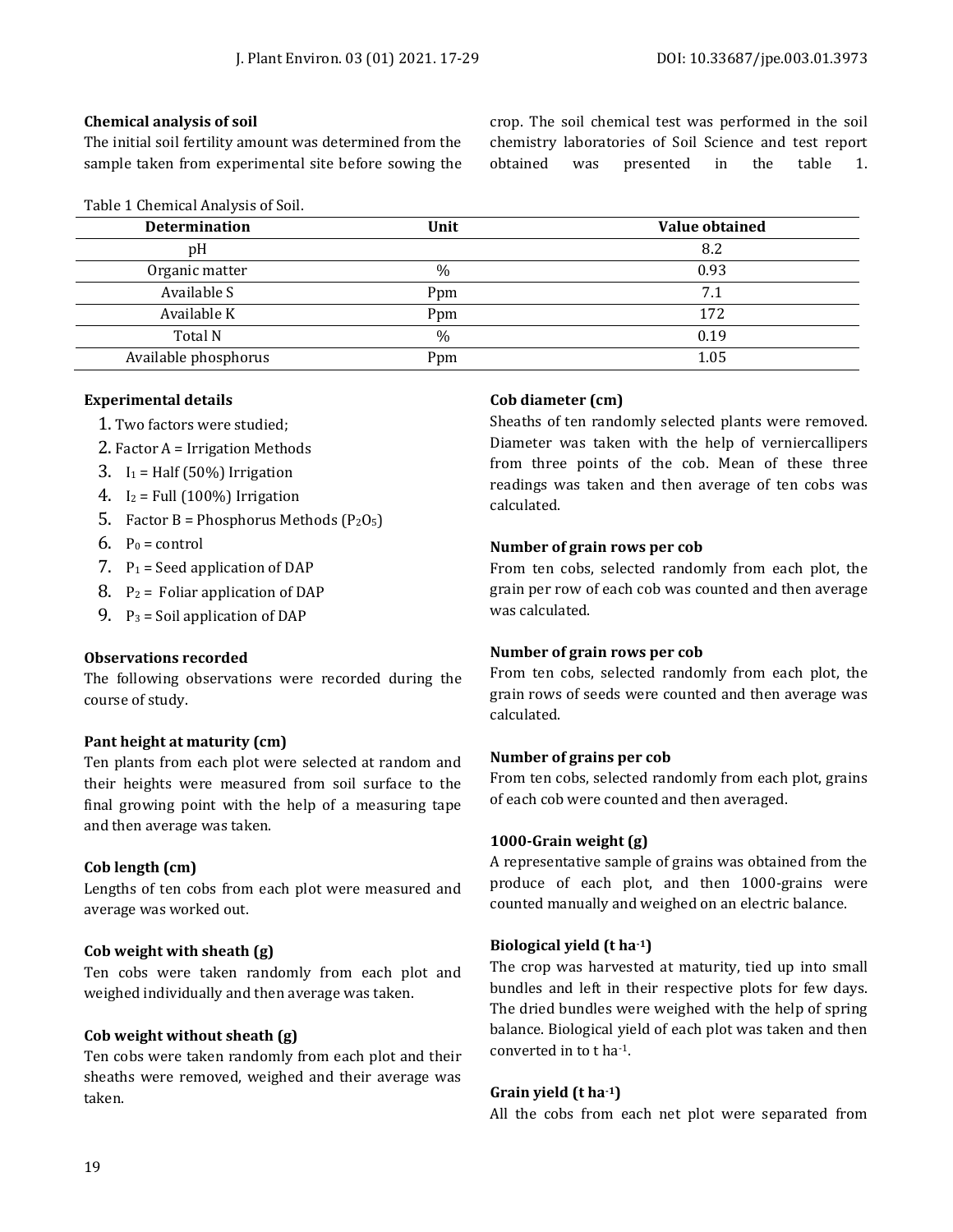### Chemical analysis of soil

The initial soil fertility amount was determined from the sample taken from experimental site before sowing the crop. The soil chemical test was performed in the soil chemistry laboratories of Soil Science and test report obtained was presented in the table 1.

Table 1 Chemical Analysis of Soil.

| Determination | Unit | Value obtained |
|---|---|---|
| pH | | 8.2 |
| Organic matter | % | 0.93 |
| Available S | Ppm | 7.1 |
| Available K | Ppm | 172 |
| Total N | % | 0.19 |
| Available phosphorus | Ppm | 1.05 |

### Experimental details

1. Two factors were studied;
2. Factor A = Irrigation Methods
3. $I_1$ = Half (50%) Irrigation
4. $I_2$ = Full (100%) Irrigation
5. Factor B = Phosphorus Methods ($P_2O_5$)
6. $P_0$ = control
7. $P_1$ = Seed application of DAP
8. $P_2$ = Foliar application of DAP
9. $P_3$ = Soil application of DAP

### Observations recorded

The following observations were recorded during the course of study.

### Pant height at maturity (cm)

Ten plants from each plot were selected at random and their heights were measured from soil surface to the final growing point with the help of a measuring tape and then average was taken.

### Cob length (cm)

Lengths of ten cobs from each plot were measured and average was worked out.

### Cob weight with sheath (g)

Ten cobs were taken randomly from each plot and weighed individually and then average was taken.

### Cob weight without sheath (g)

Ten cobs were taken randomly from each plot and their sheaths were removed, weighed and their average was taken.

### Cob diameter (cm)

Sheaths of ten randomly selected plants were removed. Diameter was taken with the help of verniercallipers from three points of the cob. Mean of these three readings was taken and then average of ten cobs was calculated.

### Number of grain rows per cob

From ten cobs, selected randomly from each plot, the grain per row of each cob was counted and then average was calculated.

### Number of grain rows per cob

From ten cobs, selected randomly from each plot, the grain rows of seeds were counted and then average was calculated.

### Number of grains per cob

From ten cobs, selected randomly from each plot, grains of each cob were counted and then averaged.

### 1000-Grain weight (g)

A representative sample of grains was obtained from the produce of each plot, and then 1000-grains were counted manually and weighed on an electric balance.

### Biological yield (t ha$^{-1}$)

The crop was harvested at maturity, tied up into small bundles and left in their respective plots for few days. The dried bundles were weighed with the help of spring balance. Biological yield of each plot was taken and then converted in to t ha$^{-1}$.

### Grain yield (t ha$^{-1}$)

All the cobs from each net plot were separated from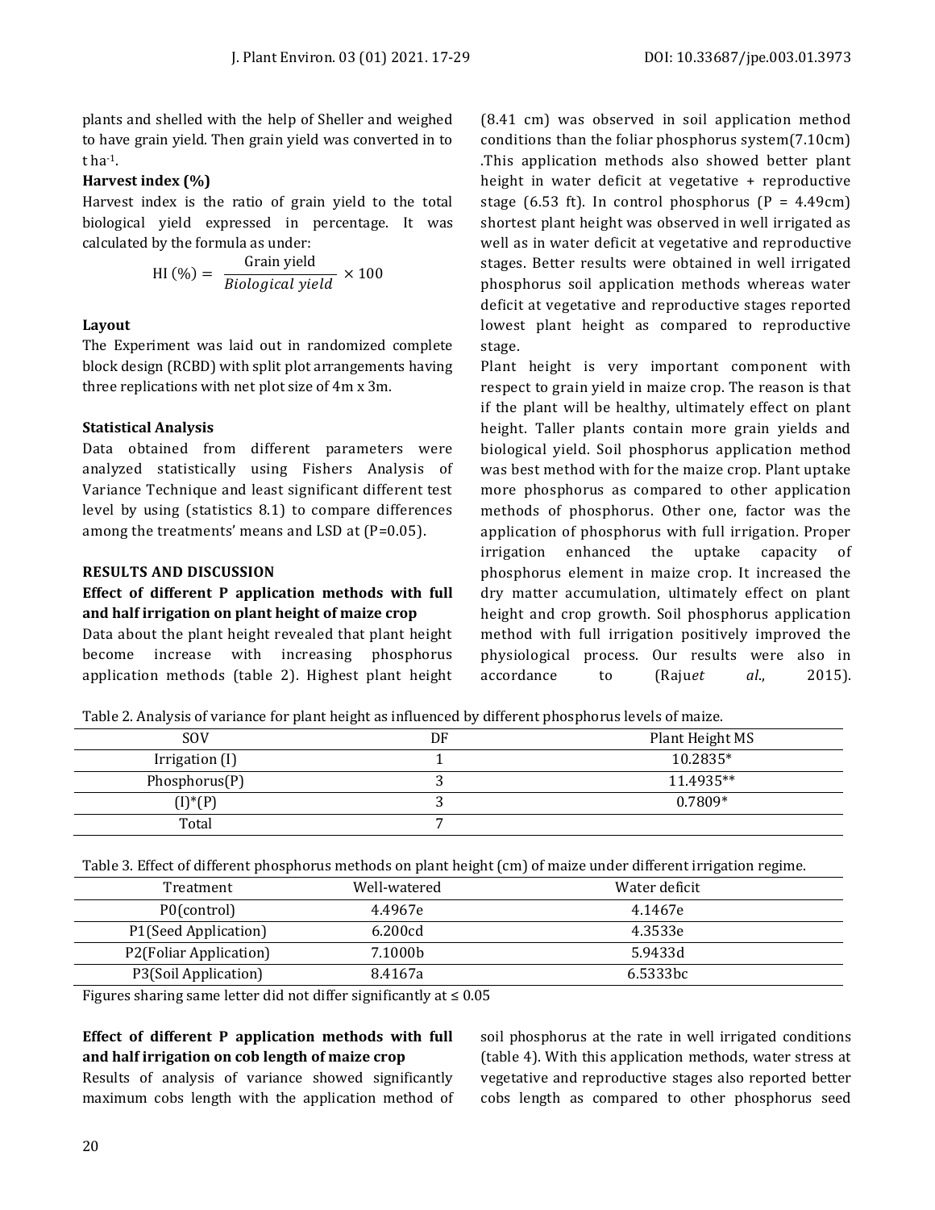plants and shelled with the help of Sheller and weighed to have grain yield. Then grain yield was converted in to t ha$^{-1}$.

**Harvest index (%)**

Harvest index is the ratio of grain yield to the total biological yield expressed in percentage. It was calculated by the formula as under:

$$\text{HI (\%)} = \frac{\text{Grain yield}}{\textit{Biological yield}} \times 100$$

**Layout**

The Experiment was laid out in randomized complete block design (RCBD) with split plot arrangements having three replications with net plot size of 4m x 3m.

**Statistical Analysis**

Data obtained from different parameters were analyzed statistically using Fishers Analysis of Variance Technique and least significant different test level by using (statistics 8.1) to compare differences among the treatments' means and LSD at (P=0.05).

## RESULTS AND DISCUSSION

### Effect of different P application methods with full and half irrigation on plant height of maize crop

Data about the plant height revealed that plant height become increase with increasing phosphorus application methods (table 2). Highest plant height (8.41 cm) was observed in soil application method conditions than the foliar phosphorus system(7.10cm) .This application methods also showed better plant height in water deficit at vegetative + reproductive stage (6.53 ft). In control phosphorus (P = 4.49cm) shortest plant height was observed in well irrigated as well as in water deficit at vegetative and reproductive stages. Better results were obtained in well irrigated phosphorus soil application methods whereas water deficit at vegetative and reproductive stages reported lowest plant height as compared to reproductive stage.

Plant height is very important component with respect to grain yield in maize crop. The reason is that if the plant will be healthy, ultimately effect on plant height. Taller plants contain more grain yields and biological yield. Soil phosphorus application method was best method with for the maize crop. Plant uptake more phosphorus as compared to other application methods of phosphorus. Other one, factor was the application of phosphorus with full irrigation. Proper irrigation enhanced the uptake capacity of phosphorus element in maize crop. It increased the dry matter accumulation, ultimately effect on plant height and crop growth. Soil phosphorus application method with full irrigation positively improved the physiological process. Our results were also in accordance to (Raju*et al*., 2015).

Table 2. Analysis of variance for plant height as influenced by different phosphorus levels of maize.

| SOV | DF | Plant Height MS |
|---|---|---|
| Irrigation (I) | 1 | 10.2835* |
| Phosphorus(P) | 3 | 11.4935** |
| (I)*(P) | 3 | 0.7809* |
| Total | 7 | |

Table 3. Effect of different phosphorus methods on plant height (cm) of maize under different irrigation regime.

| Treatment | Well-watered | Water deficit |
|---|---|---|
| P0(control) | 4.4967e | 4.1467e |
| P1(Seed Application) | 6.200cd | 4.3533e |
| P2(Foliar Application) | 7.1000b | 5.9433d |
| P3(Soil Application) | 8.4167a | 6.5333bc |

Figures sharing same letter did not differ significantly at ≤ 0.05

### Effect of different P application methods with full and half irrigation on cob length of maize crop

Results of analysis of variance showed significantly maximum cobs length with the application method of soil phosphorus at the rate in well irrigated conditions (table 4). With this application methods, water stress at vegetative and reproductive stages also reported better cobs length as compared to other phosphorus seed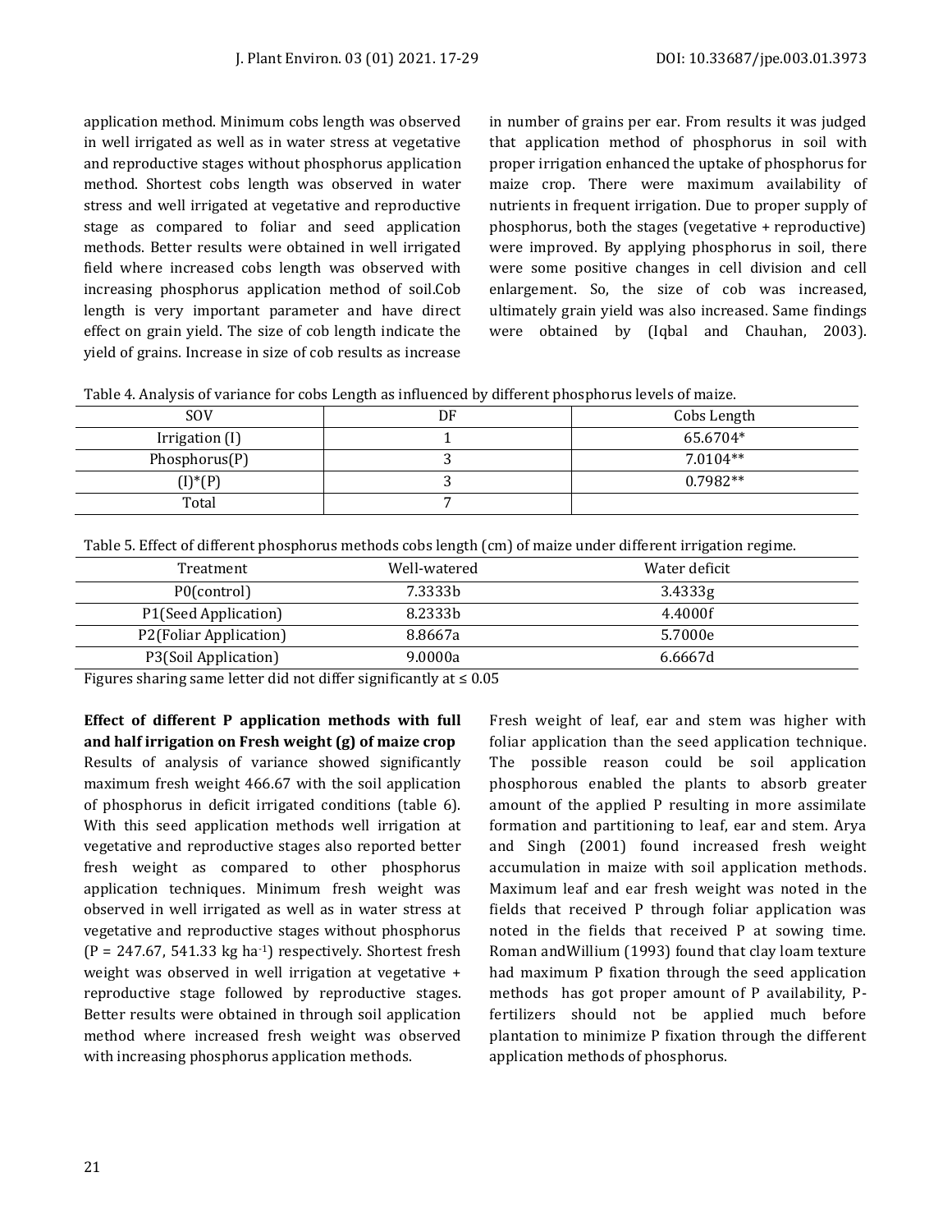application method. Minimum cobs length was observed in well irrigated as well as in water stress at vegetative and reproductive stages without phosphorus application method. Shortest cobs length was observed in water stress and well irrigated at vegetative and reproductive stage as compared to foliar and seed application methods. Better results were obtained in well irrigated field where increased cobs length was observed with increasing phosphorus application method of soil.Cob length is very important parameter and have direct effect on grain yield. The size of cob length indicate the yield of grains. Increase in size of cob results as increase in number of grains per ear. From results it was judged that application method of phosphorus in soil with proper irrigation enhanced the uptake of phosphorus for maize crop. There were maximum availability of nutrients in frequent irrigation. Due to proper supply of phosphorus, both the stages (vegetative + reproductive) were improved. By applying phosphorus in soil, there were some positive changes in cell division and cell enlargement. So, the size of cob was increased, ultimately grain yield was also increased. Same findings were obtained by (Iqbal and Chauhan, 2003).

Table 4. Analysis of variance for cobs Length as influenced by different phosphorus levels of maize.

| SOV | DF | Cobs Length |
|---|---|---|
| Irrigation (I) | 1 | 65.6704* |
| Phosphorus(P) | 3 | 7.0104** |
| (I)*(P) | 3 | 0.7982** |
| Total | 7 | |

Table 5. Effect of different phosphorus methods cobs length (cm) of maize under different irrigation regime.

| Treatment | Well-watered | Water deficit |
|---|---|---|
| P0(control) | 7.3333b | 3.4333g |
| P1(Seed Application) | 8.2333b | 4.4000f |
| P2(Foliar Application) | 8.8667a | 5.7000e |
| P3(Soil Application) | 9.0000a | 6.6667d |

Figures sharing same letter did not differ significantly at ≤ 0.05

**Effect of different P application methods with full and half irrigation on Fresh weight (g) of maize crop**

Results of analysis of variance showed significantly maximum fresh weight 466.67 with the soil application of phosphorus in deficit irrigated conditions (table 6). With this seed application methods well irrigation at vegetative and reproductive stages also reported better fresh weight as compared to other phosphorus application techniques. Minimum fresh weight was observed in well irrigated as well as in water stress at vegetative and reproductive stages without phosphorus (P = 247.67, 541.33 kg ha$^{-1}$) respectively. Shortest fresh weight was observed in well irrigation at vegetative + reproductive stage followed by reproductive stages. Better results were obtained in through soil application method where increased fresh weight was observed with increasing phosphorus application methods.

Fresh weight of leaf, ear and stem was higher with foliar application than the seed application technique. The possible reason could be soil application phosphorous enabled the plants to absorb greater amount of the applied P resulting in more assimilate formation and partitioning to leaf, ear and stem. Arya and Singh (2001) found increased fresh weight accumulation in maize with soil application methods. Maximum leaf and ear fresh weight was noted in the fields that received P through foliar application was noted in the fields that received P at sowing time. Roman andWillium (1993) found that clay loam texture had maximum P fixation through the seed application methods has got proper amount of P availability, P-fertilizers should not be applied much before plantation to minimize P fixation through the different application methods of phosphorus.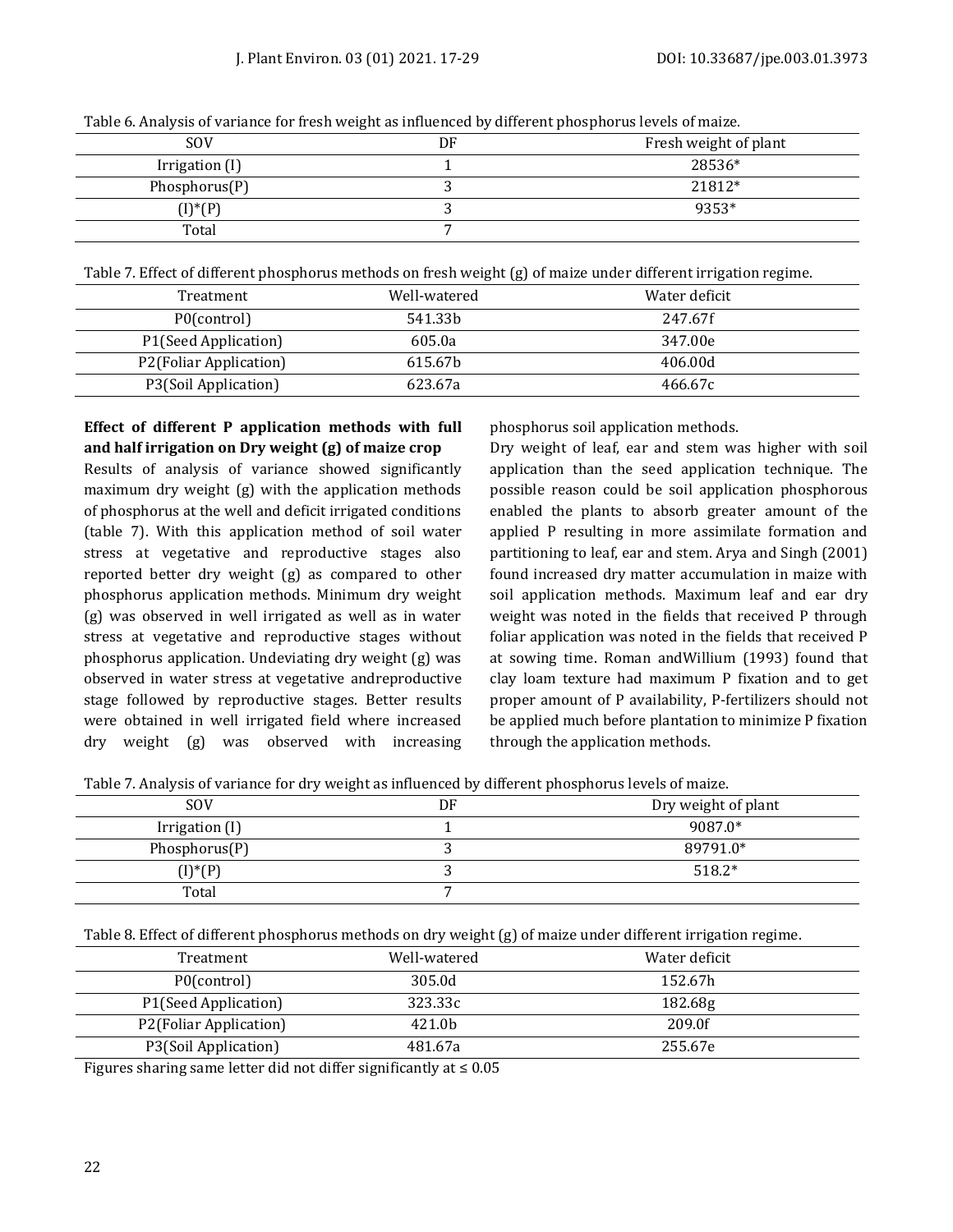Table 6. Analysis of variance for fresh weight as influenced by different phosphorus levels of maize.

| SOV | DF | Fresh weight of plant |
|---|---|---|
| Irrigation (I) | 1 | 28536* |
| Phosphorus(P) | 3 | 21812* |
| (I)*(P) | 3 | 9353* |
| Total | 7 | |

Table 7. Effect of different phosphorus methods on fresh weight (g) of maize under different irrigation regime.

| Treatment | Well-watered | Water deficit |
|---|---|---|
| P0(control) | 541.33b | 247.67f |
| P1(Seed Application) | 605.0a | 347.00e |
| P2(Foliar Application) | 615.67b | 406.00d |
| P3(Soil Application) | 623.67a | 466.67c |

**Effect of different P application methods with full and half irrigation on Dry weight (g) of maize crop**

Results of analysis of variance showed significantly maximum dry weight (g) with the application methods of phosphorus at the well and deficit irrigated conditions (table 7). With this application method of soil water stress at vegetative and reproductive stages also reported better dry weight (g) as compared to other phosphorus application methods. Minimum dry weight (g) was observed in well irrigated as well as in water stress at vegetative and reproductive stages without phosphorus application. Undeviating dry weight (g) was observed in water stress at vegetative andreproductive stage followed by reproductive stages. Better results were obtained in well irrigated field where increased dry weight (g) was observed with increasing phosphorus soil application methods.

Dry weight of leaf, ear and stem was higher with soil application than the seed application technique. The possible reason could be soil application phosphorous enabled the plants to absorb greater amount of the applied P resulting in more assimilate formation and partitioning to leaf, ear and stem. Arya and Singh (2001) found increased dry matter accumulation in maize with soil application methods. Maximum leaf and ear dry weight was noted in the fields that received P through foliar application was noted in the fields that received P at sowing time. Roman andWillium (1993) found that clay loam texture had maximum P fixation and to get proper amount of P availability, P-fertilizers should not be applied much before plantation to minimize P fixation through the application methods.

Table 7. Analysis of variance for dry weight as influenced by different phosphorus levels of maize.

| SOV | DF | Dry weight of plant |
|---|---|---|
| Irrigation (I) | 1 | 9087.0* |
| Phosphorus(P) | 3 | 89791.0* |
| (I)*(P) | 3 | 518.2* |
| Total | 7 | |

Table 8. Effect of different phosphorus methods on dry weight (g) of maize under different irrigation regime.

| Treatment | Well-watered | Water deficit |
|---|---|---|
| P0(control) | 305.0d | 152.67h |
| P1(Seed Application) | 323.33c | 182.68g |
| P2(Foliar Application) | 421.0b | 209.0f |
| P3(Soil Application) | 481.67a | 255.67e |

Figures sharing same letter did not differ significantly at ≤ 0.05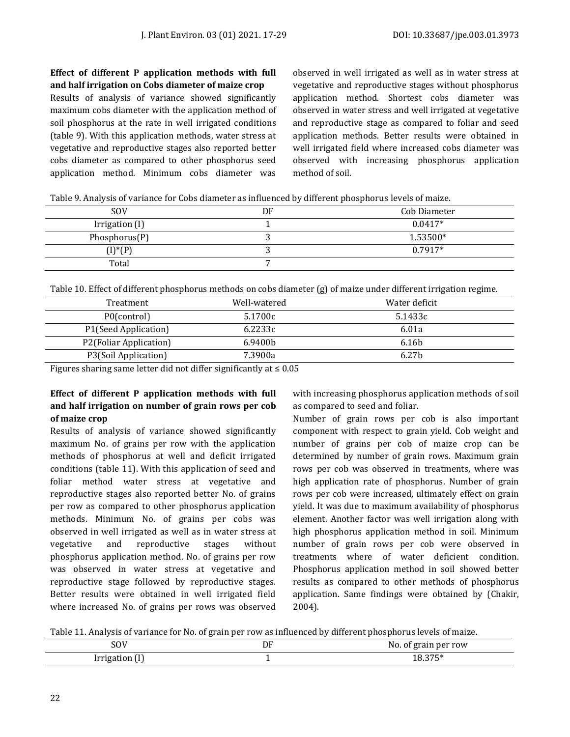**Effect of different P application methods with full and half irrigation on Cobs diameter of maize crop**

Results of analysis of variance showed significantly maximum cobs diameter with the application method of soil phosphorus at the rate in well irrigated conditions (table 9). With this application methods, water stress at vegetative and reproductive stages also reported better cobs diameter as compared to other phosphorus seed application method. Minimum cobs diameter was observed in well irrigated as well as in water stress at vegetative and reproductive stages without phosphorus application method. Shortest cobs diameter was observed in water stress and well irrigated at vegetative and reproductive stage as compared to foliar and seed application methods. Better results were obtained in well irrigated field where increased cobs diameter was observed with increasing phosphorus application method of soil.

Table 9. Analysis of variance for Cobs diameter as influenced by different phosphorus levels of maize.

| SOV | DF | Cob Diameter |
|---|---|---|
| Irrigation (I) | 1 | 0.0417* |
| Phosphorus(P) | 3 | 1.53500* |
| (I)*(P) | 3 | 0.7917* |
| Total | 7 | |

Table 10. Effect of different phosphorus methods on cobs diameter (g) of maize under different irrigation regime.

| Treatment | Well-watered | Water deficit |
|---|---|---|
| P0(control) | 5.1700c | 5.1433c |
| P1(Seed Application) | 6.2233c | 6.01a |
| P2(Foliar Application) | 6.9400b | 6.16b |
| P3(Soil Application) | 7.3900a | 6.27b |

Figures sharing same letter did not differ significantly at ≤ 0.05

**Effect of different P application methods with full and half irrigation on number of grain rows per cob of maize crop**

Results of analysis of variance showed significantly maximum No. of grains per row with the application methods of phosphorus at well and deficit irrigated conditions (table 11). With this application of seed and foliar method water stress at vegetative and reproductive stages also reported better No. of grains per row as compared to other phosphorus application methods. Minimum No. of grains per cobs was observed in well irrigated as well as in water stress at vegetative and reproductive stages without phosphorus application method. No. of grains per row was observed in water stress at vegetative and reproductive stage followed by reproductive stages. Better results were obtained in well irrigated field where increased No. of grains per rows was observed with increasing phosphorus application methods of soil as compared to seed and foliar.

Number of grain rows per cob is also important component with respect to grain yield. Cob weight and number of grains per cob of maize crop can be determined by number of grain rows. Maximum grain rows per cob was observed in treatments, where was high application rate of phosphorus. Number of grain rows per cob were increased, ultimately effect on grain yield. It was due to maximum availability of phosphorus element. Another factor was well irrigation along with high phosphorus application method in soil. Minimum number of grain rows per cob were observed in treatments where of water deficient condition. Phosphorus application method in soil showed better results as compared to other methods of phosphorus application. Same findings were obtained by (Chakir, 2004).

Table 11. Analysis of variance for No. of grain per row as influenced by different phosphorus levels of maize.

| SOV | DF | No. of grain per row |
|---|---|---|
| Irrigation (I) | 1 | 18.375* |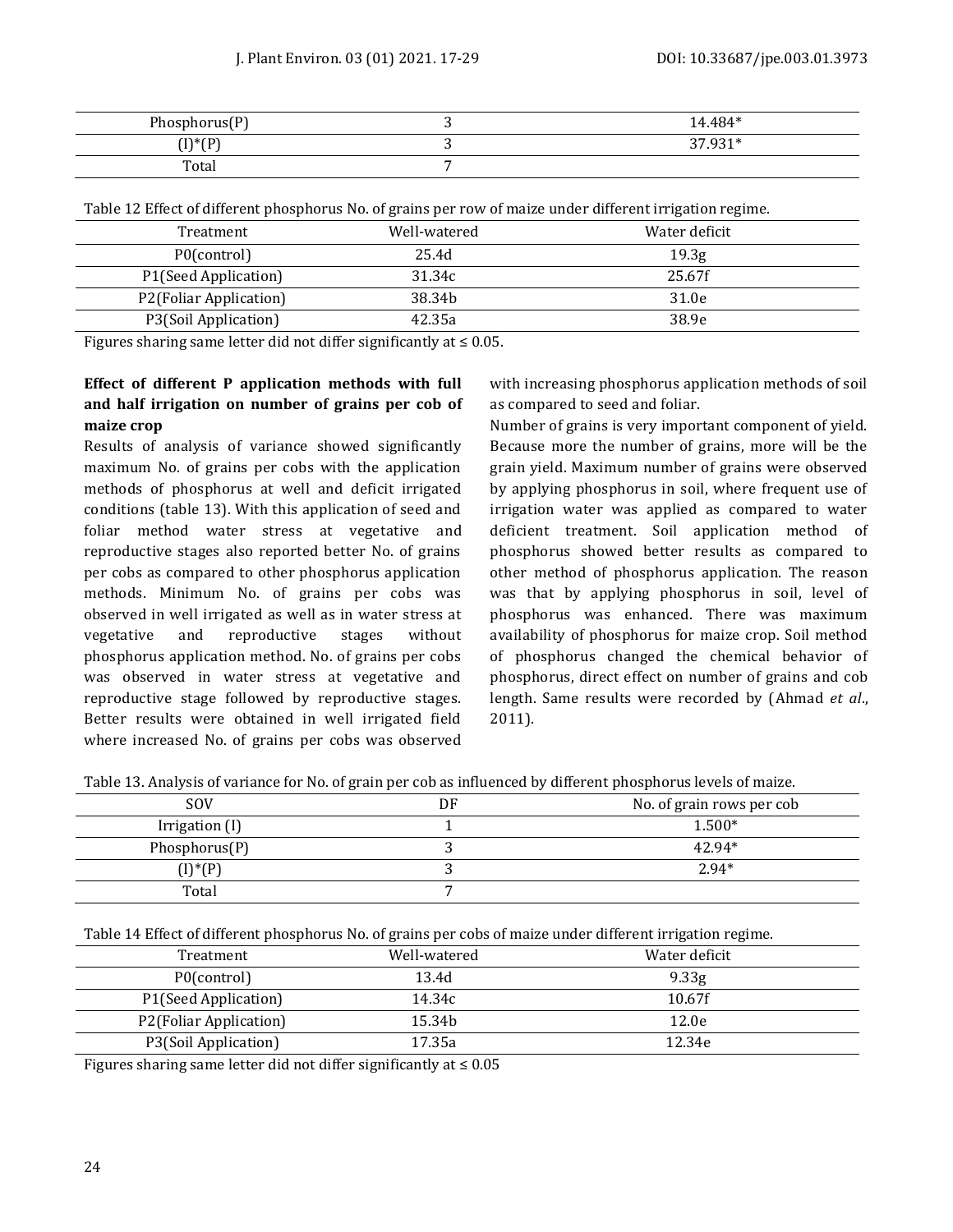| Phosphorus(P) | 3 | 14.484* |
|---|---|---|
| (I)*(P) | 3 | 37.931* |
| Total | 7 | |

Table 12 Effect of different phosphorus No. of grains per row of maize under different irrigation regime.

| Treatment | Well-watered | Water deficit |
|---|---|---|
| P0(control) | 25.4d | 19.3g |
| P1(Seed Application) | 31.34c | 25.67f |
| P2(Foliar Application) | 38.34b | 31.0e |
| P3(Soil Application) | 42.35a | 38.9e |

Figures sharing same letter did not differ significantly at ≤ 0.05.

**Effect of different P application methods with full and half irrigation on number of grains per cob of maize crop**

Results of analysis of variance showed significantly maximum No. of grains per cobs with the application methods of phosphorus at well and deficit irrigated conditions (table 13). With this application of seed and foliar method water stress at vegetative and reproductive stages also reported better No. of grains per cobs as compared to other phosphorus application methods. Minimum No. of grains per cobs was observed in well irrigated as well as in water stress at vegetative and reproductive stages without phosphorus application method. No. of grains per cobs was observed in water stress at vegetative and reproductive stage followed by reproductive stages. Better results were obtained in well irrigated field where increased No. of grains per cobs was observed with increasing phosphorus application methods of soil as compared to seed and foliar.

Number of grains is very important component of yield. Because more the number of grains, more will be the grain yield. Maximum number of grains were observed by applying phosphorus in soil, where frequent use of irrigation water was applied as compared to water deficient treatment. Soil application method of phosphorus showed better results as compared to other method of phosphorus application. The reason was that by applying phosphorus in soil, level of phosphorus was enhanced. There was maximum availability of phosphorus for maize crop. Soil method of phosphorus changed the chemical behavior of phosphorus, direct effect on number of grains and cob length. Same results were recorded by (Ahmad *et al*., 2011).

Table 13. Analysis of variance for No. of grain per cob as influenced by different phosphorus levels of maize.

| SOV | DF | No. of grain rows per cob |
|---|---|---|
| Irrigation (I) | 1 | 1.500* |
| Phosphorus(P) | 3 | 42.94* |
| (I)*(P) | 3 | 2.94* |
| Total | 7 | |

Table 14 Effect of different phosphorus No. of grains per cobs of maize under different irrigation regime.

| Treatment | Well-watered | Water deficit |
|---|---|---|
| P0(control) | 13.4d | 9.33g |
| P1(Seed Application) | 14.34c | 10.67f |
| P2(Foliar Application) | 15.34b | 12.0e |
| P3(Soil Application) | 17.35a | 12.34e |

Figures sharing same letter did not differ significantly at ≤ 0.05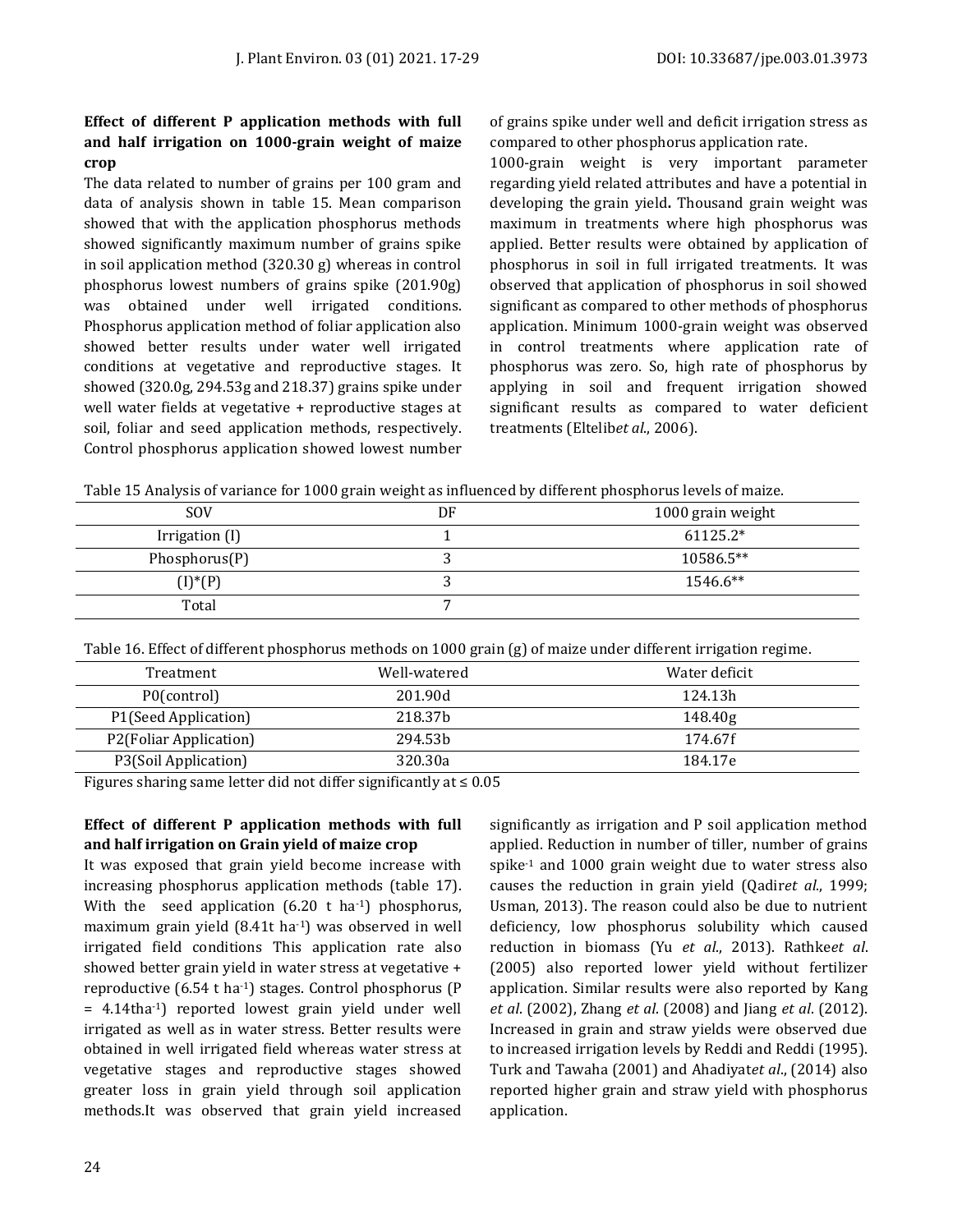### Effect of different P application methods with full and half irrigation on 1000-grain weight of maize crop

The data related to number of grains per 100 gram and data of analysis shown in table 15. Mean comparison showed that with the application phosphorus methods showed significantly maximum number of grains spike in soil application method (320.30 g) whereas in control phosphorus lowest numbers of grains spike (201.90g) was obtained under well irrigated conditions. Phosphorus application method of foliar application also showed better results under water well irrigated conditions at vegetative and reproductive stages. It showed (320.0g, 294.53g and 218.37) grains spike under well water fields at vegetative + reproductive stages at soil, foliar and seed application methods, respectively. Control phosphorus application showed lowest number of grains spike under well and deficit irrigation stress as compared to other phosphorus application rate.

1000-grain weight is very important parameter regarding yield related attributes and have a potential in developing the grain yield**.** Thousand grain weight was maximum in treatments where high phosphorus was applied. Better results were obtained by application of phosphorus in soil in full irrigated treatments. It was observed that application of phosphorus in soil showed significant as compared to other methods of phosphorus application. Minimum 1000-grain weight was observed in control treatments where application rate of phosphorus was zero. So, high rate of phosphorus by applying in soil and frequent irrigation showed significant results as compared to water deficient treatments (Eltelib*et al*., 2006).

Table 15 Analysis of variance for 1000 grain weight as influenced by different phosphorus levels of maize.

| SOV | DF | 1000 grain weight |
|---|---|---|
| Irrigation (I) | 1 | 61125.2* |
| Phosphorus(P) | 3 | 10586.5** |
| (I)*(P) | 3 | 1546.6** |
| Total | 7 | |

Table 16. Effect of different phosphorus methods on 1000 grain (g) of maize under different irrigation regime.

| Treatment | Well-watered | Water deficit |
|---|---|---|
| P0(control) | 201.90d | 124.13h |
| P1(Seed Application) | 218.37b | 148.40g |
| P2(Foliar Application) | 294.53b | 174.67f |
| P3(Soil Application) | 320.30a | 184.17e |

Figures sharing same letter did not differ significantly at ≤ 0.05

### Effect of different P application methods with full and half irrigation on Grain yield of maize crop

It was exposed that grain yield become increase with increasing phosphorus application methods (table 17). With the seed application (6.20 t ha$^{-1}$) phosphorus, maximum grain yield (8.41t ha$^{-1}$) was observed in well irrigated field conditions This application rate also showed better grain yield in water stress at vegetative + reproductive (6.54 t ha$^{-1}$) stages. Control phosphorus (P = 4.14tha$^{-1}$) reported lowest grain yield under well irrigated as well as in water stress. Better results were obtained in well irrigated field whereas water stress at vegetative stages and reproductive stages showed greater loss in grain yield through soil application methods.It was observed that grain yield increased significantly as irrigation and P soil application method applied. Reduction in number of tiller, number of grains spike$^{-1}$ and 1000 grain weight due to water stress also causes the reduction in grain yield (Qadir*et al*., 1999; Usman, 2013). The reason could also be due to nutrient deficiency, low phosphorus solubility which caused reduction in biomass (Yu *et al*., 2013). Rathke*et al*. (2005) also reported lower yield without fertilizer application. Similar results were also reported by Kang *et al*. (2002), Zhang *et al*. (2008) and Jiang *et al*. (2012). Increased in grain and straw yields were observed due to increased irrigation levels by Reddi and Reddi (1995). Turk and Tawaha (2001) and Ahadiyat*et al*., (2014) also reported higher grain and straw yield with phosphorus application.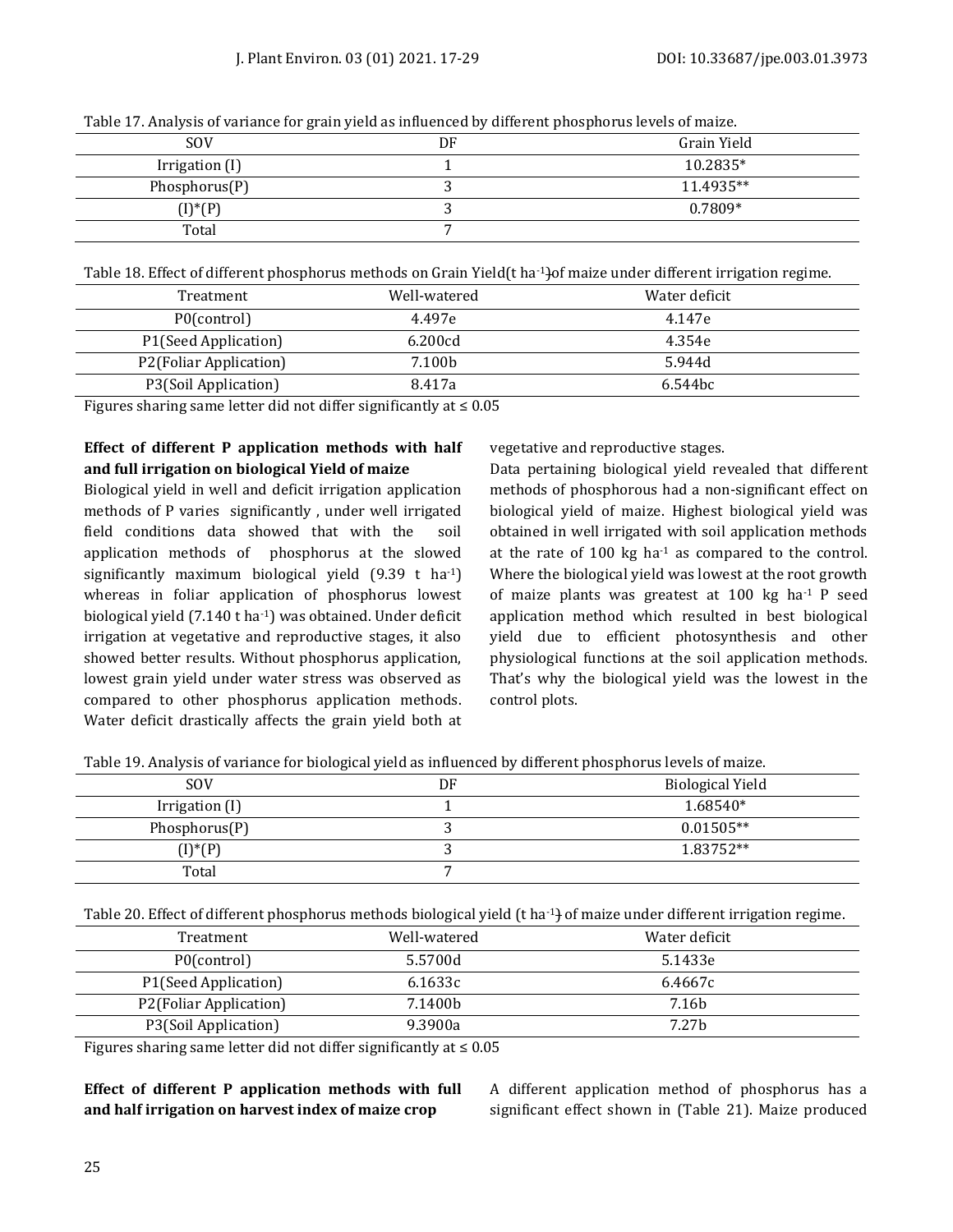Table 17. Analysis of variance for grain yield as influenced by different phosphorus levels of maize.

| SOV | DF | Grain Yield |
|---|---|---|
| Irrigation (I) | 1 | 10.2835* |
| Phosphorus(P) | 3 | 11.4935** |
| (I)*(P) | 3 | 0.7809* |
| Total | 7 | |

Table 18. Effect of different phosphorus methods on Grain Yield(t ha$^{-1}$)of maize under different irrigation regime.

| Treatment | Well-watered | Water deficit |
|---|---|---|
| P0(control) | 4.497e | 4.147e |
| P1(Seed Application) | 6.200cd | 4.354e |
| P2(Foliar Application) | 7.100b | 5.944d |
| P3(Soil Application) | 8.417a | 6.544bc |

Figures sharing same letter did not differ significantly at ≤ 0.05

**Effect of different P application methods with half and full irrigation on biological Yield of maize**

Biological yield in well and deficit irrigation application methods of P varies significantly , under well irrigated field conditions data showed that with the soil application methods of phosphorus at the slowed significantly maximum biological yield (9.39 t ha$^{-1}$) whereas in foliar application of phosphorus lowest biological yield (7.140 t ha$^{-1}$) was obtained. Under deficit irrigation at vegetative and reproductive stages, it also showed better results. Without phosphorus application, lowest grain yield under water stress was observed as compared to other phosphorus application methods. Water deficit drastically affects the grain yield both at vegetative and reproductive stages.

Data pertaining biological yield revealed that different methods of phosphorous had a non-significant effect on biological yield of maize. Highest biological yield was obtained in well irrigated with soil application methods at the rate of 100 kg ha$^{-1}$ as compared to the control. Where the biological yield was lowest at the root growth of maize plants was greatest at 100 kg ha$^{-1}$ P seed application method which resulted in best biological yield due to efficient photosynthesis and other physiological functions at the soil application methods. That's why the biological yield was the lowest in the control plots.

Table 19. Analysis of variance for biological yield as influenced by different phosphorus levels of maize.

| SOV | DF | Biological Yield |
|---|---|---|
| Irrigation (I) | 1 | 1.68540* |
| Phosphorus(P) | 3 | 0.01505** |
| (I)*(P) | 3 | 1.83752** |
| Total | 7 | |

Table 20. Effect of different phosphorus methods biological yield (t ha$^{-1}$) of maize under different irrigation regime.

| Treatment | Well-watered | Water deficit |
|---|---|---|
| P0(control) | 5.5700d | 5.1433e |
| P1(Seed Application) | 6.1633c | 6.4667c |
| P2(Foliar Application) | 7.1400b | 7.16b |
| P3(Soil Application) | 9.3900a | 7.27b |

Figures sharing same letter did not differ significantly at ≤ 0.05

**Effect of different P application methods with full and half irrigation on harvest index of maize crop**

A different application method of phosphorus has a significant effect shown in (Table 21). Maize produced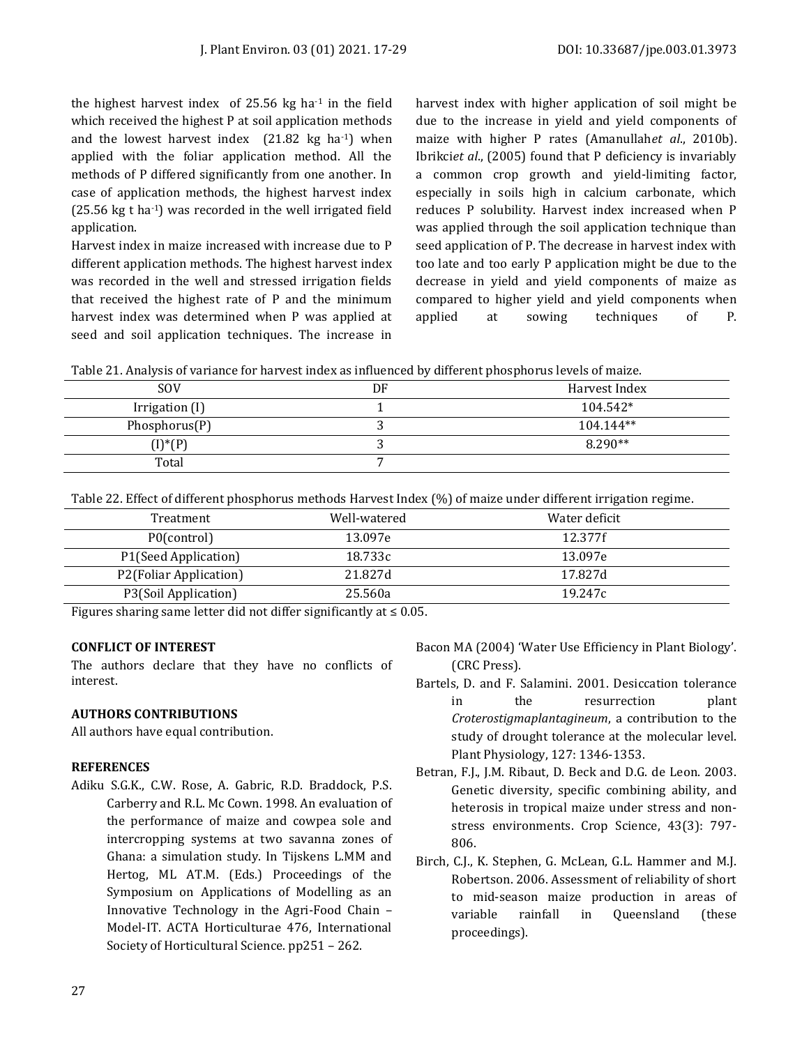the highest harvest index of 25.56 kg ha$^{-1}$ in the field which received the highest P at soil application methods and the lowest harvest index (21.82 kg ha$^{-1}$) when applied with the foliar application method. All the methods of P differed significantly from one another. In case of application methods, the highest harvest index (25.56 kg t ha$^{-1}$) was recorded in the well irrigated field application.

Harvest index in maize increased with increase due to P different application methods. The highest harvest index was recorded in the well and stressed irrigation fields that received the highest rate of P and the minimum harvest index was determined when P was applied at seed and soil application techniques. The increase in harvest index with higher application of soil might be due to the increase in yield and yield components of maize with higher P rates (Amanullah*et al*., 2010b). Ibrikci*et al*., (2005) found that P deficiency is invariably a common crop growth and yield-limiting factor, especially in soils high in calcium carbonate, which reduces P solubility. Harvest index increased when P was applied through the soil application technique than seed application of P. The decrease in harvest index with too late and too early P application might be due to the decrease in yield and yield components of maize as compared to higher yield and yield components when applied at sowing techniques of P.

Table 21. Analysis of variance for harvest index as influenced by different phosphorus levels of maize.

| SOV | DF | Harvest Index |
|---|---|---|
| Irrigation (I) | 1 | 104.542* |
| Phosphorus(P) | 3 | 104.144** |
| (I)*(P) | 3 | 8.290** |
| Total | 7 | |

Table 22. Effect of different phosphorus methods Harvest Index (%) of maize under different irrigation regime.

| Treatment | Well-watered | Water deficit |
|---|---|---|
| P0(control) | 13.097e | 12.377f |
| P1(Seed Application) | 18.733c | 13.097e |
| P2(Foliar Application) | 21.827d | 17.827d |
| P3(Soil Application) | 25.560a | 19.247c |

Figures sharing same letter did not differ significantly at ≤ 0.05.

**CONFLICT OF INTEREST**

The authors declare that they have no conflicts of interest.

**AUTHORS CONTRIBUTIONS**

All authors have equal contribution.

**REFERENCES**

Adiku S.G.K., C.W. Rose, A. Gabric, R.D. Braddock, P.S. Carberry and R.L. Mc Cown. 1998. An evaluation of the performance of maize and cowpea sole and intercropping systems at two savanna zones of Ghana: a simulation study. In Tijskens L.MM and Hertog, ML AT.M. (Eds.) Proceedings of the Symposium on Applications of Modelling as an Innovative Technology in the Agri-Food Chain – Model-IT. ACTA Horticulturae 476, International Society of Horticultural Science. pp251 – 262.

Bacon MA (2004) 'Water Use Efficiency in Plant Biology'. (CRC Press).

Bartels, D. and F. Salamini. 2001. Desiccation tolerance in the resurrection plant *Croterostigmaplantagineum*, a contribution to the study of drought tolerance at the molecular level. Plant Physiology, 127: 1346-1353.

Betran, F.J., J.M. Ribaut, D. Beck and D.G. de Leon. 2003. Genetic diversity, specific combining ability, and heterosis in tropical maize under stress and non-stress environments. Crop Science, 43(3): 797-806.

Birch, C.J., K. Stephen, G. McLean, G.L. Hammer and M.J. Robertson. 2006. Assessment of reliability of short to mid-season maize production in areas of variable rainfall in Queensland (these proceedings).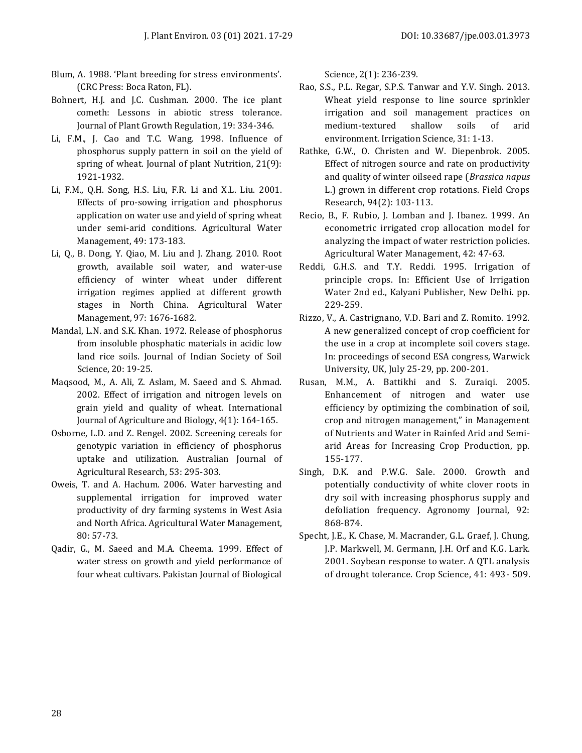Blum, A. 1988. 'Plant breeding for stress environments'. (CRC Press: Boca Raton, FL).

Bohnert, H.J. and J.C. Cushman. 2000. The ice plant cometh: Lessons in abiotic stress tolerance. Journal of Plant Growth Regulation, 19: 334-346.

Li, F.M., J. Cao and T.C. Wang. 1998. Influence of phosphorus supply pattern in soil on the yield of spring of wheat. Journal of plant Nutrition, 21(9): 1921-1932.

Li, F.M., Q.H. Song, H.S. Liu, F.R. Li and X.L. Liu. 2001. Effects of pro-sowing irrigation and phosphorus application on water use and yield of spring wheat under semi-arid conditions. Agricultural Water Management, 49: 173-183.

Li, Q., B. Dong, Y. Qiao, M. Liu and J. Zhang. 2010. Root growth, available soil water, and water-use efficiency of winter wheat under different irrigation regimes applied at different growth stages in North China. Agricultural Water Management, 97: 1676-1682.

Mandal, L.N. and S.K. Khan. 1972. Release of phosphorus from insoluble phosphatic materials in acidic low land rice soils. Journal of Indian Society of Soil Science, 20: 19-25.

Maqsood, M., A. Ali, Z. Aslam, M. Saeed and S. Ahmad. 2002. Effect of irrigation and nitrogen levels on grain yield and quality of wheat. International Journal of Agriculture and Biology, 4(1): 164-165.

Osborne, L.D. and Z. Rengel. 2002. Screening cereals for genotypic variation in efficiency of phosphorus uptake and utilization. Australian Journal of Agricultural Research, 53: 295-303.

Oweis, T. and A. Hachum. 2006. Water harvesting and supplemental irrigation for improved water productivity of dry farming systems in West Asia and North Africa. Agricultural Water Management, 80: 57-73.

Qadir, G., M. Saeed and M.A. Cheema. 1999. Effect of water stress on growth and yield performance of four wheat cultivars. Pakistan Journal of Biological Science, 2(1): 236-239.

Rao, S.S., P.L. Regar, S.P.S. Tanwar and Y.V. Singh. 2013. Wheat yield response to line source sprinkler irrigation and soil management practices on medium-textured shallow soils of arid environment. Irrigation Science, 31: 1-13.

Rathke, G.W., O. Christen and W. Diepenbrok. 2005. Effect of nitrogen source and rate on productivity and quality of winter oilseed rape (*Brassica napus* L.) grown in different crop rotations. Field Crops Research, 94(2): 103-113.

Recio, B., F. Rubio, J. Lomban and J. Ibanez. 1999. An econometric irrigated crop allocation model for analyzing the impact of water restriction policies. Agricultural Water Management, 42: 47-63.

Reddi, G.H.S. and T.Y. Reddi. 1995. Irrigation of principle crops. In: Efficient Use of Irrigation Water 2nd ed., Kalyani Publisher, New Delhi. pp. 229-259.

Rizzo, V., A. Castrignano, V.D. Bari and Z. Romito. 1992. A new generalized concept of crop coefficient for the use in a crop at incomplete soil covers stage. In: proceedings of second ESA congress, Warwick University, UK, July 25-29, pp. 200-201.

Rusan, M.M., A. Battikhi and S. Zuraiqi. 2005. Enhancement of nitrogen and water use efficiency by optimizing the combination of soil, crop and nitrogen management," in Management of Nutrients and Water in Rainfed Arid and Semi-arid Areas for Increasing Crop Production, pp. 155-177.

Singh, D.K. and P.W.G. Sale. 2000. Growth and potentially conductivity of white clover roots in dry soil with increasing phosphorus supply and defoliation frequency. Agronomy Journal, 92: 868-874.

Specht, J.E., K. Chase, M. Macrander, G.L. Graef, J. Chung, J.P. Markwell, M. Germann, J.H. Orf and K.G. Lark. 2001. Soybean response to water. A QTL analysis of drought tolerance. Crop Science, 41: 493- 509.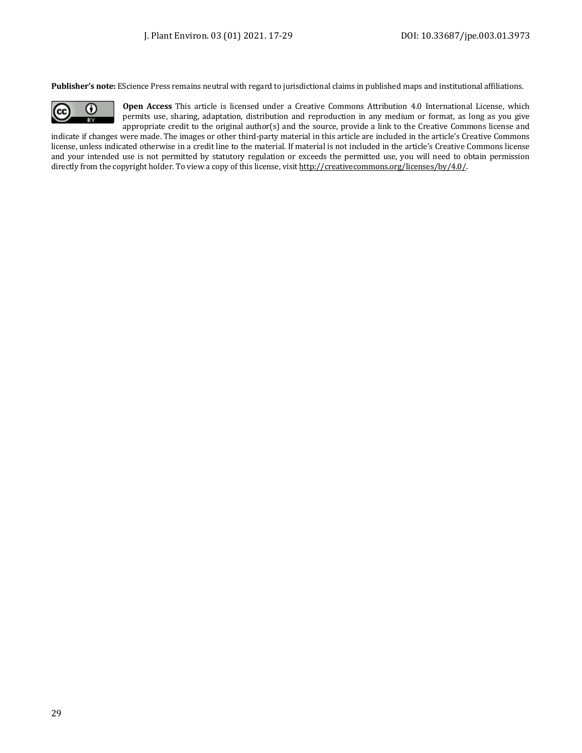**Publisher's note:** EScience Press remains neutral with regard to jurisdictional claims in published maps and institutional affiliations.

**Open Access** This article is licensed under a Creative Commons Attribution 4.0 International License, which permits use, sharing, adaptation, distribution and reproduction in any medium or format, as long as you give appropriate credit to the original author(s) and the source, provide a link to the Creative Commons license and indicate if changes were made. The images or other third-party material in this article are included in the article's Creative Commons license, unless indicated otherwise in a credit line to the material. If material is not included in the article's Creative Commons license and your intended use is not permitted by statutory regulation or exceeds the permitted use, you will need to obtain permission directly from the copyright holder. To view a copy of this license, visit http://creativecommons.org/licenses/by/4.0/.